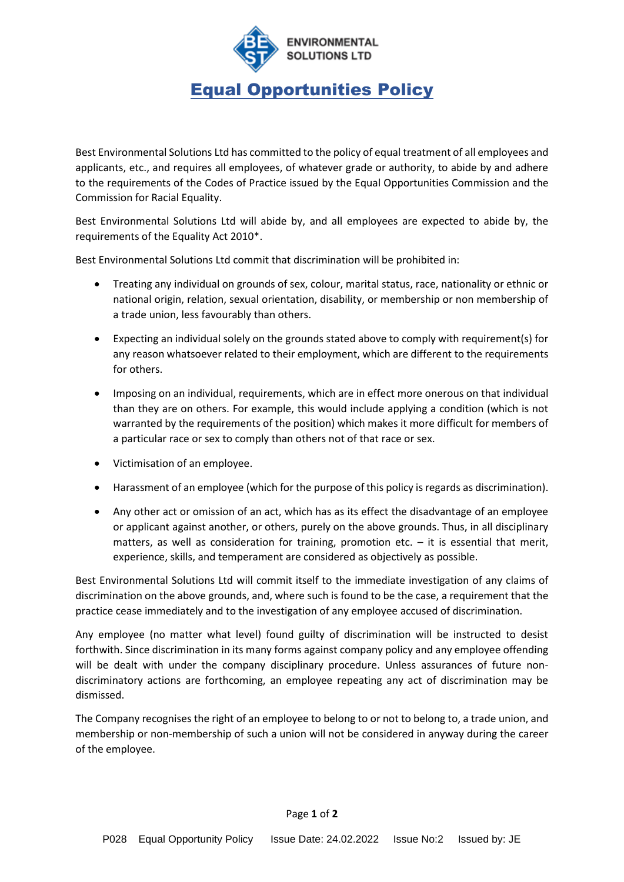# Equal Opportunities Policy

Best Environmental Solutions Ltd has committed to the policy of equal treatment of all employees and applicants, etc., and requires all employees, of whatever grade or authority, to abide by and adhere to the requirements of the Codes of Practice issued by the Equal Opportunities Commission and the Commission for Racial Equality.

Best Environmental Solutions Ltd will abide by, and all employees are expected to abide by, the requirements of the Equality Act 2010*.

Best Environmental Solutions Ltd commit that discrimination will be prohibited in:

- Treating any individual on grounds of sex, colour, marital status, race, nationality or ethnic or national origin, relation, sexual orientation, disability, or membership or non membership of a trade union, less favourably than others.
- Expecting an individual solely on the grounds stated above to comply with requirement(s) for any reason whatsoever related to their employment, which are different to the requirements for others.
- Imposing on an individual, requirements, which are in effect more onerous on that individual than they are on others. For example, this would include applying a condition (which is not warranted by the requirements of the position) which makes it more difficult for members of a particular race or sex to comply than others not of that race or sex.
- Victimisation of an employee.
- Harassment of an employee (which for the purpose of this policy is regards as discrimination).
- Any other act or omission of an act, which has as its effect the disadvantage of an employee or applicant against another, or others, purely on the above grounds. Thus, in all disciplinary matters, as well as consideration for training, promotion etc. – it is essential that merit, experience, skills, and temperament are considered as objectively as possible.

Best Environmental Solutions Ltd will commit itself to the immediate investigation of any claims of discrimination on the above grounds, and, where such is found to be the case, a requirement that the practice cease immediately and to the investigation of any employee accused of discrimination.

Any employee (no matter what level) found guilty of discrimination will be instructed to desist forthwith. Since discrimination in its many forms against company policy and any employee offending will be dealt with under the company disciplinary procedure. Unless assurances of future non-discriminatory actions are forthcoming, an employee repeating any act of discrimination may be dismissed.

The Company recognises the right of an employee to belong to or not to belong to, a trade union, and membership or non-membership of such a union will not be considered in anyway during the career of the employee.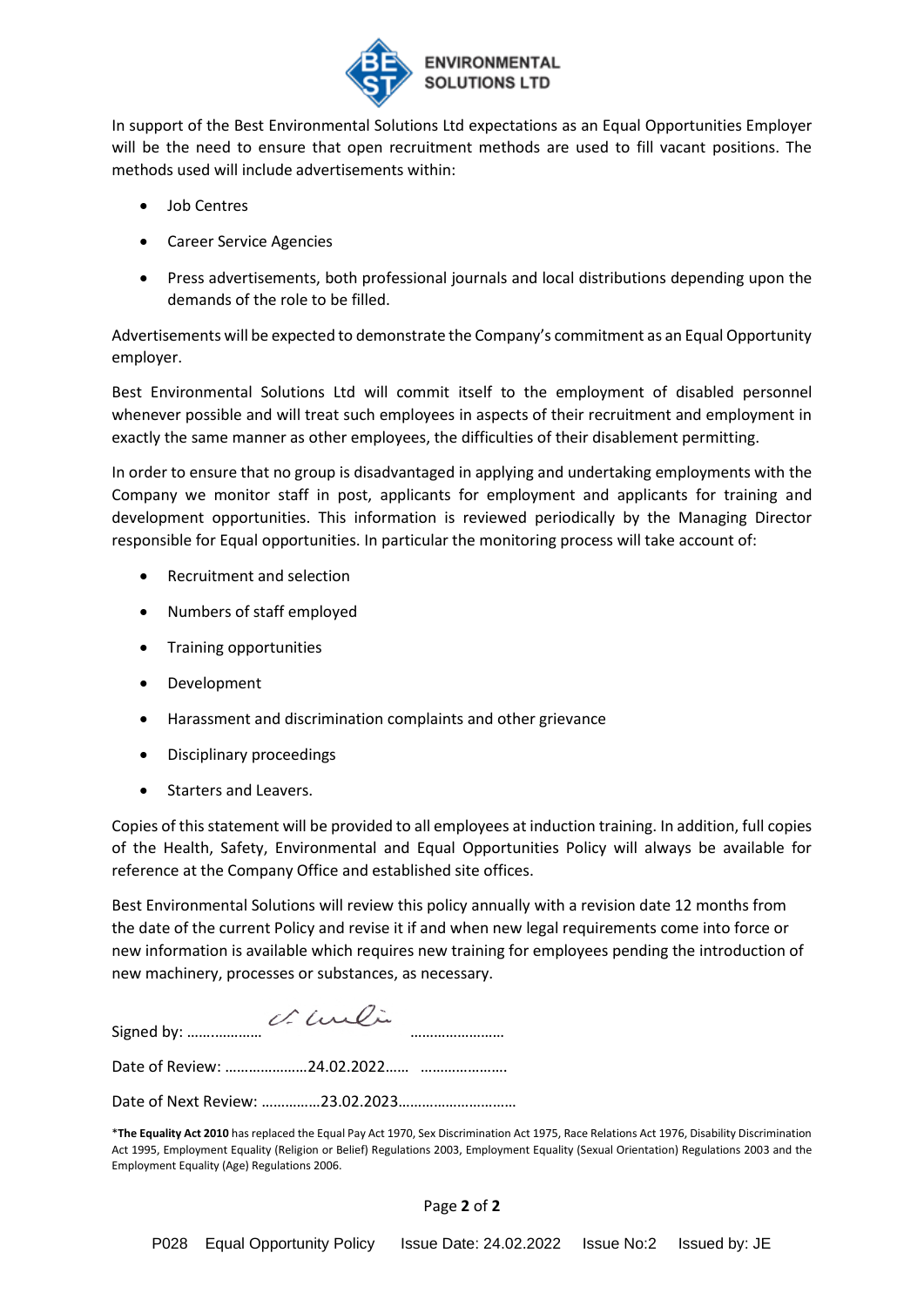In support of the Best Environmental Solutions Ltd expectations as an Equal Opportunities Employer will be the need to ensure that open recruitment methods are used to fill vacant positions. The methods used will include advertisements within:

- Job Centres
- Career Service Agencies
- Press advertisements, both professional journals and local distributions depending upon the demands of the role to be filled.

Advertisements will be expected to demonstrate the Company's commitment as an Equal Opportunity employer.

Best Environmental Solutions Ltd will commit itself to the employment of disabled personnel whenever possible and will treat such employees in aspects of their recruitment and employment in exactly the same manner as other employees, the difficulties of their disablement permitting.

In order to ensure that no group is disadvantaged in applying and undertaking employments with the Company we monitor staff in post, applicants for employment and applicants for training and development opportunities. This information is reviewed periodically by the Managing Director responsible for Equal opportunities. In particular the monitoring process will take account of:

- Recruitment and selection
- Numbers of staff employed
- Training opportunities
- Development
- Harassment and discrimination complaints and other grievance
- Disciplinary proceedings
- Starters and Leavers.

Copies of this statement will be provided to all employees at induction training. In addition, full copies of the Health, Safety, Environmental and Equal Opportunities Policy will always be available for reference at the Company Office and established site offices.

Best Environmental Solutions will review this policy annually with a revision date 12 months from the date of the current Policy and revise it if and when new legal requirements come into force or new information is available which requires new training for employees pending the introduction of new machinery, processes or substances, as necessary.

Signed by: ………………

Date of Review: …………………24.02.2022…… ………………….

Date of Next Review: ……………23.02.2023…………………………

\***The Equality Act 2010** has replaced the Equal Pay Act 1970, Sex Discrimination Act 1975, Race Relations Act 1976, Disability Discrimination Act 1995, Employment Equality (Religion or Belief) Regulations 2003, Employment Equality (Sexual Orientation) Regulations 2003 and the Employment Equality (Age) Regulations 2006.